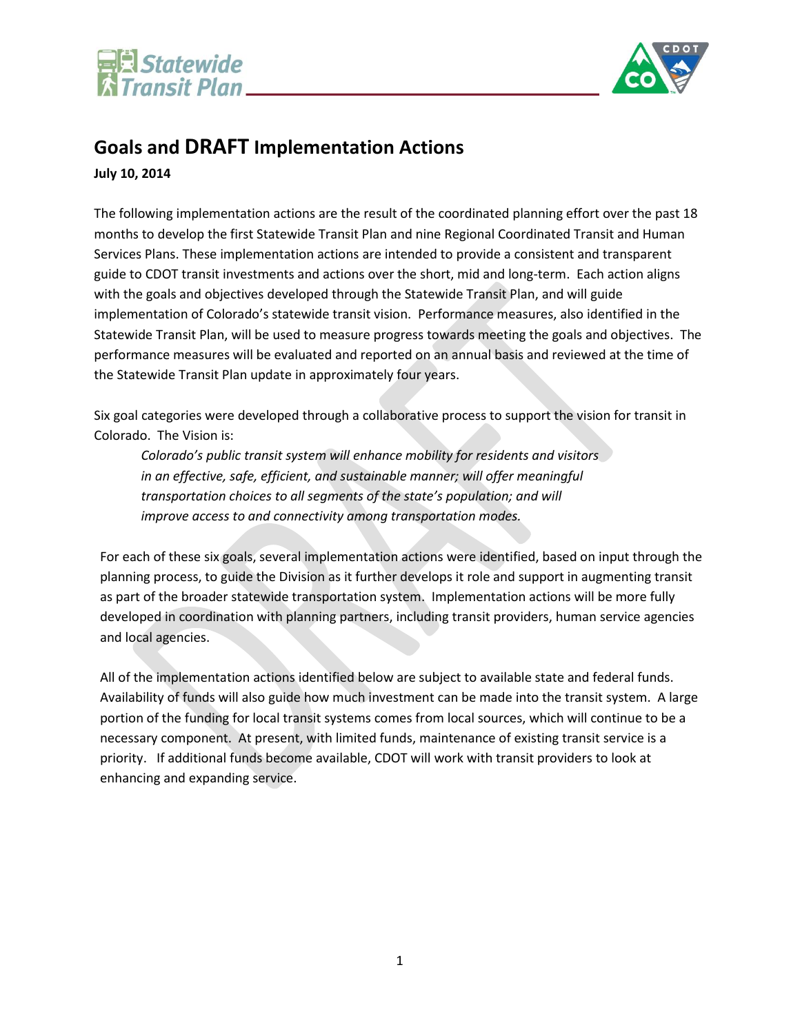# Goals and DRAFT Implementation Actions

**July 10, 2014**

The following implementation actions are the result of the coordinated planning effort over the past 18 months to develop the first Statewide Transit Plan and nine Regional Coordinated Transit and Human Services Plans. These implementation actions are intended to provide a consistent and transparent guide to CDOT transit investments and actions over the short, mid and long-term. Each action aligns with the goals and objectives developed through the Statewide Transit Plan, and will guide implementation of Colorado's statewide transit vision. Performance measures, also identified in the Statewide Transit Plan, will be used to measure progress towards meeting the goals and objectives. The performance measures will be evaluated and reported on an annual basis and reviewed at the time of the Statewide Transit Plan update in approximately four years.

Six goal categories were developed through a collaborative process to support the vision for transit in Colorado. The Vision is:

> *Colorado's public transit system will enhance mobility for residents and visitors in an effective, safe, efficient, and sustainable manner; will offer meaningful transportation choices to all segments of the state's population; and will improve access to and connectivity among transportation modes.*

For each of these six goals, several implementation actions were identified, based on input through the planning process, to guide the Division as it further develops it role and support in augmenting transit as part of the broader statewide transportation system. Implementation actions will be more fully developed in coordination with planning partners, including transit providers, human service agencies and local agencies.

All of the implementation actions identified below are subject to available state and federal funds. Availability of funds will also guide how much investment can be made into the transit system. A large portion of the funding for local transit systems comes from local sources, which will continue to be a necessary component. At present, with limited funds, maintenance of existing transit service is a priority. If additional funds become available, CDOT will work with transit providers to look at enhancing and expanding service.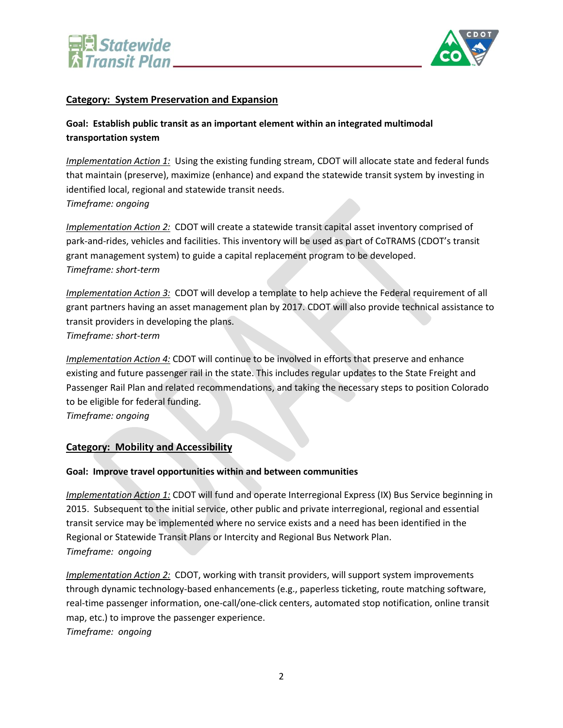## Category: System Preservation and Expansion

**Goal: Establish public transit as an important element within an integrated multimodal transportation system**

*Implementation Action 1:* Using the existing funding stream, CDOT will allocate state and federal funds that maintain (preserve), maximize (enhance) and expand the statewide transit system by investing in identified local, regional and statewide transit needs.
*Timeframe: ongoing*

*Implementation Action 2:* CDOT will create a statewide transit capital asset inventory comprised of park-and-rides, vehicles and facilities. This inventory will be used as part of CoTRAMS (CDOT's transit grant management system) to guide a capital replacement program to be developed.
*Timeframe: short-term*

*Implementation Action 3:* CDOT will develop a template to help achieve the Federal requirement of all grant partners having an asset management plan by 2017. CDOT will also provide technical assistance to transit providers in developing the plans.
*Timeframe: short-term*

*Implementation Action 4:* CDOT will continue to be involved in efforts that preserve and enhance existing and future passenger rail in the state. This includes regular updates to the State Freight and Passenger Rail Plan and related recommendations, and taking the necessary steps to position Colorado to be eligible for federal funding.
*Timeframe: ongoing*

## Category: Mobility and Accessibility

**Goal: Improve travel opportunities within and between communities**

*Implementation Action 1:* CDOT will fund and operate Interregional Express (IX) Bus Service beginning in 2015. Subsequent to the initial service, other public and private interregional, regional and essential transit service may be implemented where no service exists and a need has been identified in the Regional or Statewide Transit Plans or Intercity and Regional Bus Network Plan.
*Timeframe: ongoing*

*Implementation Action 2:* CDOT, working with transit providers, will support system improvements through dynamic technology-based enhancements (e.g., paperless ticketing, route matching software, real-time passenger information, one-call/one-click centers, automated stop notification, online transit map, etc.) to improve the passenger experience.
*Timeframe: ongoing*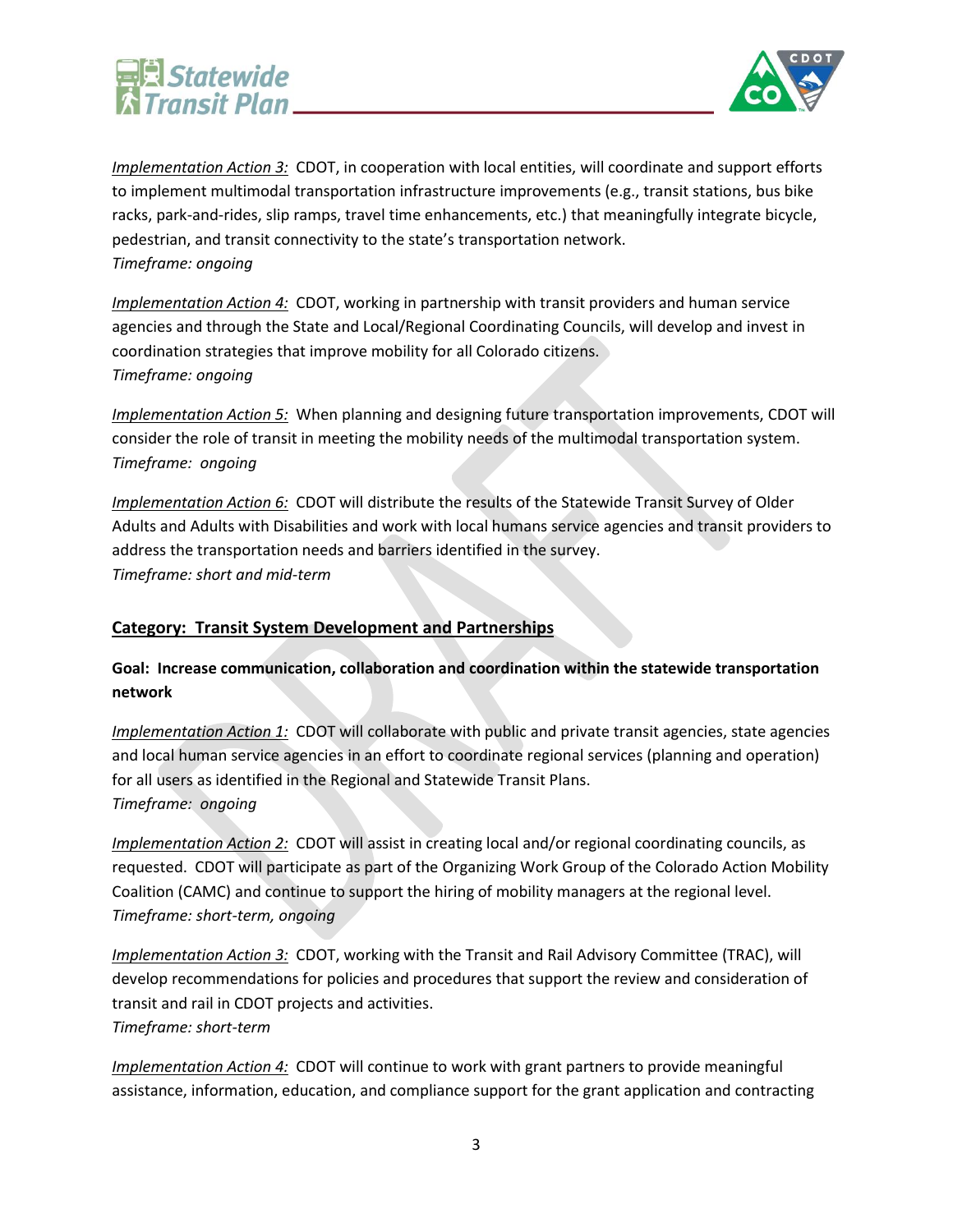*Implementation Action 3:* CDOT, in cooperation with local entities, will coordinate and support efforts to implement multimodal transportation infrastructure improvements (e.g., transit stations, bus bike racks, park-and-rides, slip ramps, travel time enhancements, etc.) that meaningfully integrate bicycle, pedestrian, and transit connectivity to the state's transportation network.
*Timeframe: ongoing*

*Implementation Action 4:* CDOT, working in partnership with transit providers and human service agencies and through the State and Local/Regional Coordinating Councils, will develop and invest in coordination strategies that improve mobility for all Colorado citizens.
*Timeframe: ongoing*

*Implementation Action 5:* When planning and designing future transportation improvements, CDOT will consider the role of transit in meeting the mobility needs of the multimodal transportation system.
*Timeframe: ongoing*

*Implementation Action 6:* CDOT will distribute the results of the Statewide Transit Survey of Older Adults and Adults with Disabilities and work with local humans service agencies and transit providers to address the transportation needs and barriers identified in the survey.
*Timeframe: short and mid-term*

## Category: Transit System Development and Partnerships

**Goal: Increase communication, collaboration and coordination within the statewide transportation network**

*Implementation Action 1:* CDOT will collaborate with public and private transit agencies, state agencies and local human service agencies in an effort to coordinate regional services (planning and operation) for all users as identified in the Regional and Statewide Transit Plans.
*Timeframe: ongoing*

*Implementation Action 2:* CDOT will assist in creating local and/or regional coordinating councils, as requested. CDOT will participate as part of the Organizing Work Group of the Colorado Action Mobility Coalition (CAMC) and continue to support the hiring of mobility managers at the regional level.
*Timeframe: short-term, ongoing*

*Implementation Action 3:* CDOT, working with the Transit and Rail Advisory Committee (TRAC), will develop recommendations for policies and procedures that support the review and consideration of transit and rail in CDOT projects and activities.
*Timeframe: short-term*

*Implementation Action 4:* CDOT will continue to work with grant partners to provide meaningful assistance, information, education, and compliance support for the grant application and contracting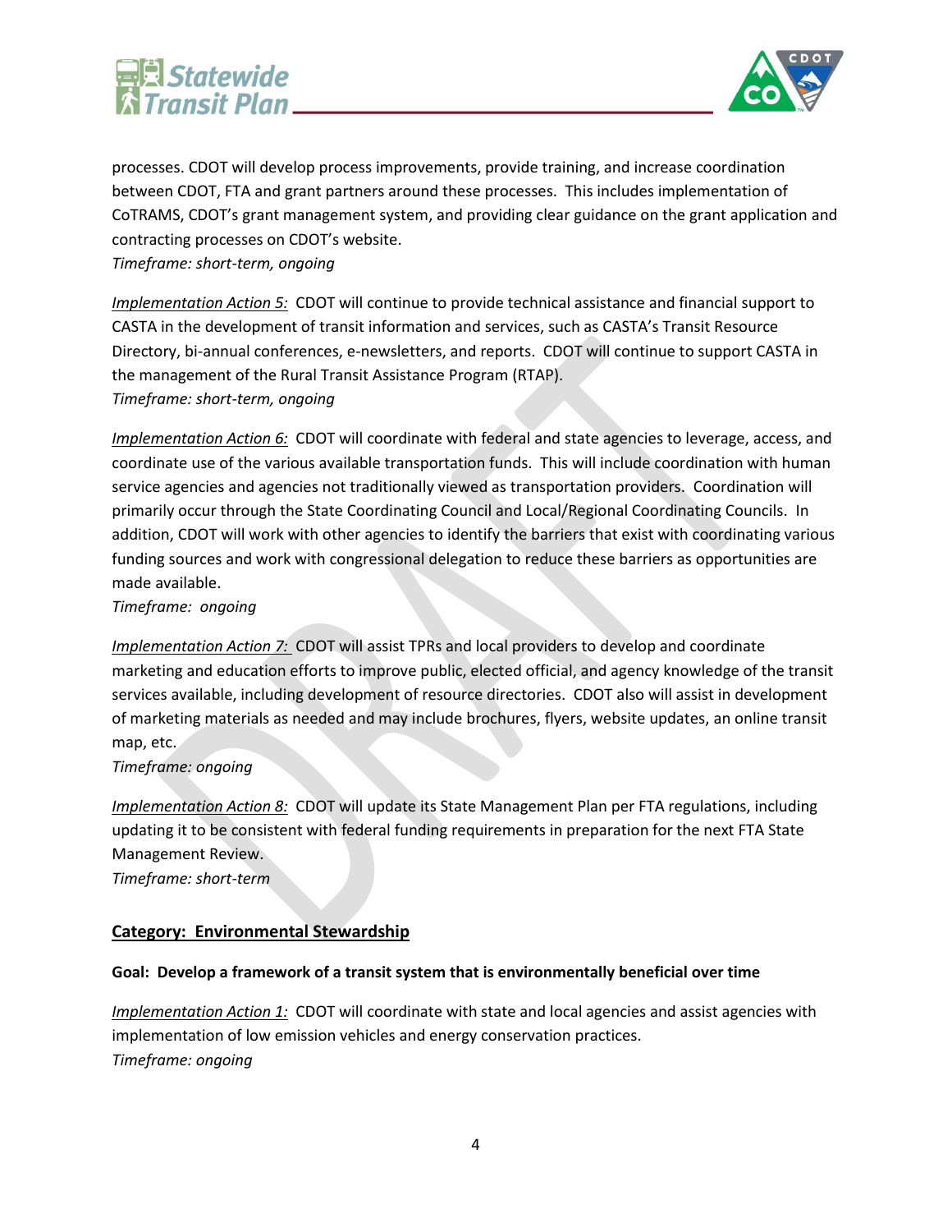processes. CDOT will develop process improvements, provide training, and increase coordination between CDOT, FTA and grant partners around these processes. This includes implementation of CoTRAMS, CDOT's grant management system, and providing clear guidance on the grant application and contracting processes on CDOT's website.
*Timeframe: short-term, ongoing*

*Implementation Action 5:* CDOT will continue to provide technical assistance and financial support to CASTA in the development of transit information and services, such as CASTA's Transit Resource Directory, bi-annual conferences, e-newsletters, and reports. CDOT will continue to support CASTA in the management of the Rural Transit Assistance Program (RTAP).
*Timeframe: short-term, ongoing*

*Implementation Action 6:* CDOT will coordinate with federal and state agencies to leverage, access, and coordinate use of the various available transportation funds. This will include coordination with human service agencies and agencies not traditionally viewed as transportation providers. Coordination will primarily occur through the State Coordinating Council and Local/Regional Coordinating Councils. In addition, CDOT will work with other agencies to identify the barriers that exist with coordinating various funding sources and work with congressional delegation to reduce these barriers as opportunities are made available.
*Timeframe: ongoing*

*Implementation Action 7:* CDOT will assist TPRs and local providers to develop and coordinate marketing and education efforts to improve public, elected official, and agency knowledge of the transit services available, including development of resource directories. CDOT also will assist in development of marketing materials as needed and may include brochures, flyers, website updates, an online transit map, etc.
*Timeframe: ongoing*

*Implementation Action 8:* CDOT will update its State Management Plan per FTA regulations, including updating it to be consistent with federal funding requirements in preparation for the next FTA State Management Review.
*Timeframe: short-term*

## Category: Environmental Stewardship

**Goal: Develop a framework of a transit system that is environmentally beneficial over time**

*Implementation Action 1:* CDOT will coordinate with state and local agencies and assist agencies with implementation of low emission vehicles and energy conservation practices.
*Timeframe: ongoing*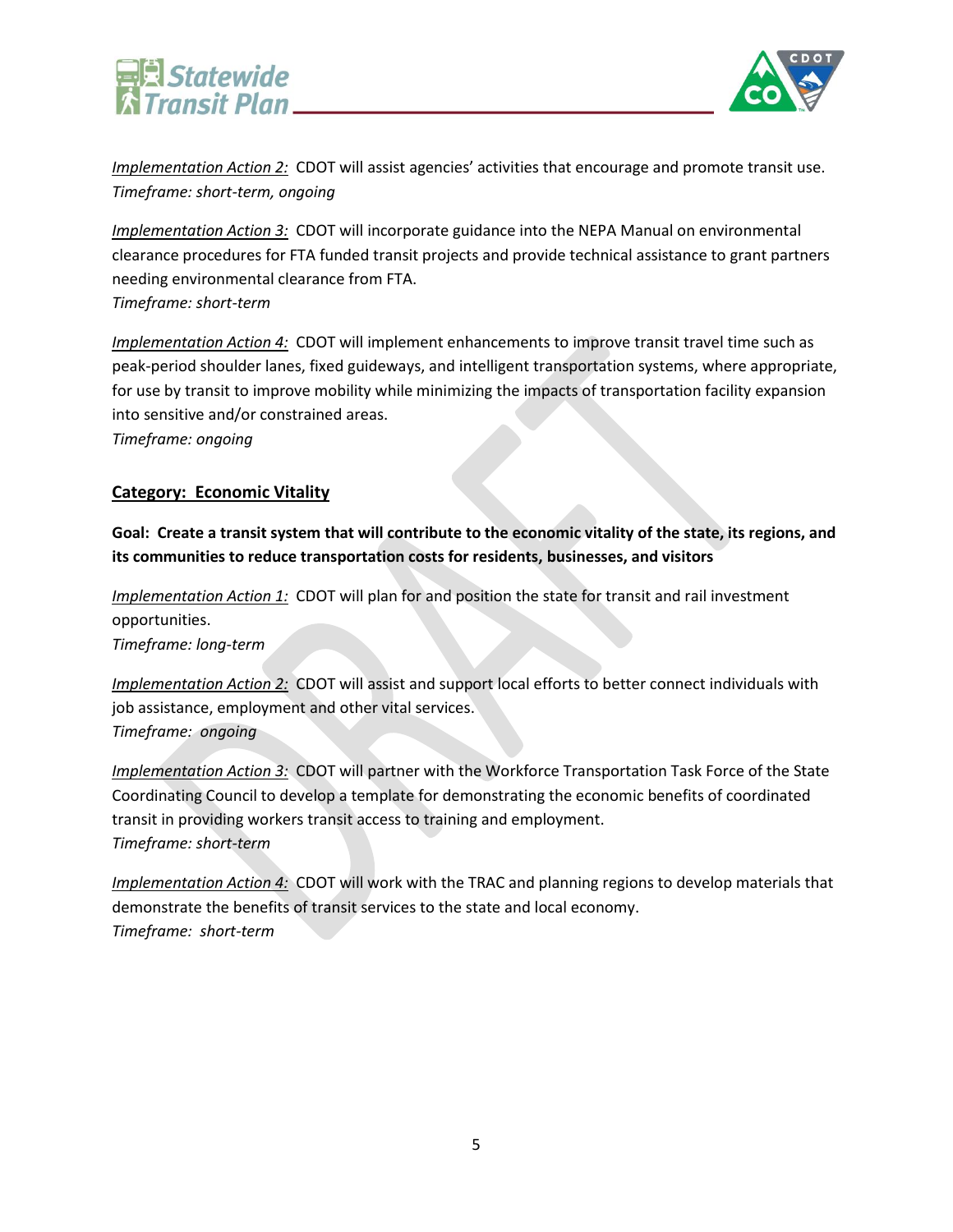*Implementation Action 2:* CDOT will assist agencies' activities that encourage and promote transit use.
*Timeframe: short-term, ongoing*

*Implementation Action 3:* CDOT will incorporate guidance into the NEPA Manual on environmental clearance procedures for FTA funded transit projects and provide technical assistance to grant partners needing environmental clearance from FTA.
*Timeframe: short-term*

*Implementation Action 4:* CDOT will implement enhancements to improve transit travel time such as peak-period shoulder lanes, fixed guideways, and intelligent transportation systems, where appropriate, for use by transit to improve mobility while minimizing the impacts of transportation facility expansion into sensitive and/or constrained areas.
*Timeframe: ongoing*

**Category: Economic Vitality**

**Goal: Create a transit system that will contribute to the economic vitality of the state, its regions, and its communities to reduce transportation costs for residents, businesses, and visitors**

*Implementation Action 1:* CDOT will plan for and position the state for transit and rail investment opportunities.
*Timeframe: long-term*

*Implementation Action 2:* CDOT will assist and support local efforts to better connect individuals with job assistance, employment and other vital services.
*Timeframe: ongoing*

*Implementation Action 3:* CDOT will partner with the Workforce Transportation Task Force of the State Coordinating Council to develop a template for demonstrating the economic benefits of coordinated transit in providing workers transit access to training and employment.
*Timeframe: short-term*

*Implementation Action 4:* CDOT will work with the TRAC and planning regions to develop materials that demonstrate the benefits of transit services to the state and local economy.
*Timeframe: short-term*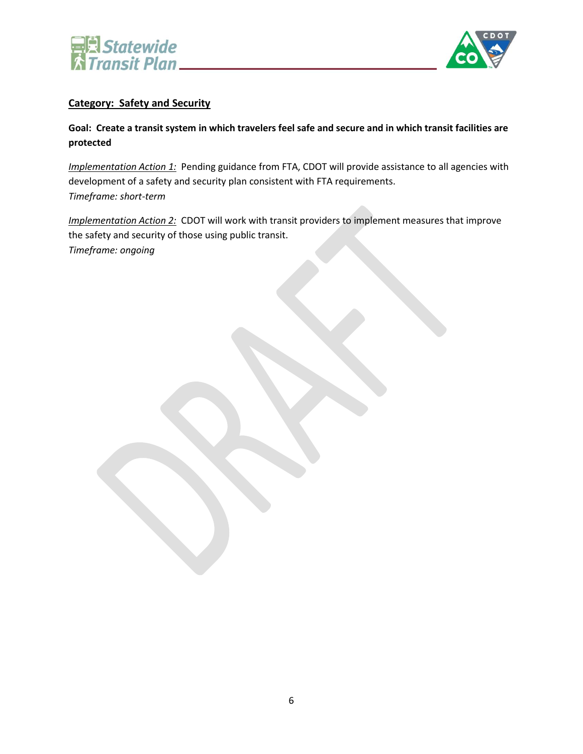**Category: Safety and Security**

**Goal: Create a transit system in which travelers feel safe and secure and in which transit facilities are protected**

*Implementation Action 1:* Pending guidance from FTA, CDOT will provide assistance to all agencies with development of a safety and security plan consistent with FTA requirements.
*Timeframe: short-term*

*Implementation Action 2:* CDOT will work with transit providers to implement measures that improve the safety and security of those using public transit.
*Timeframe: ongoing*